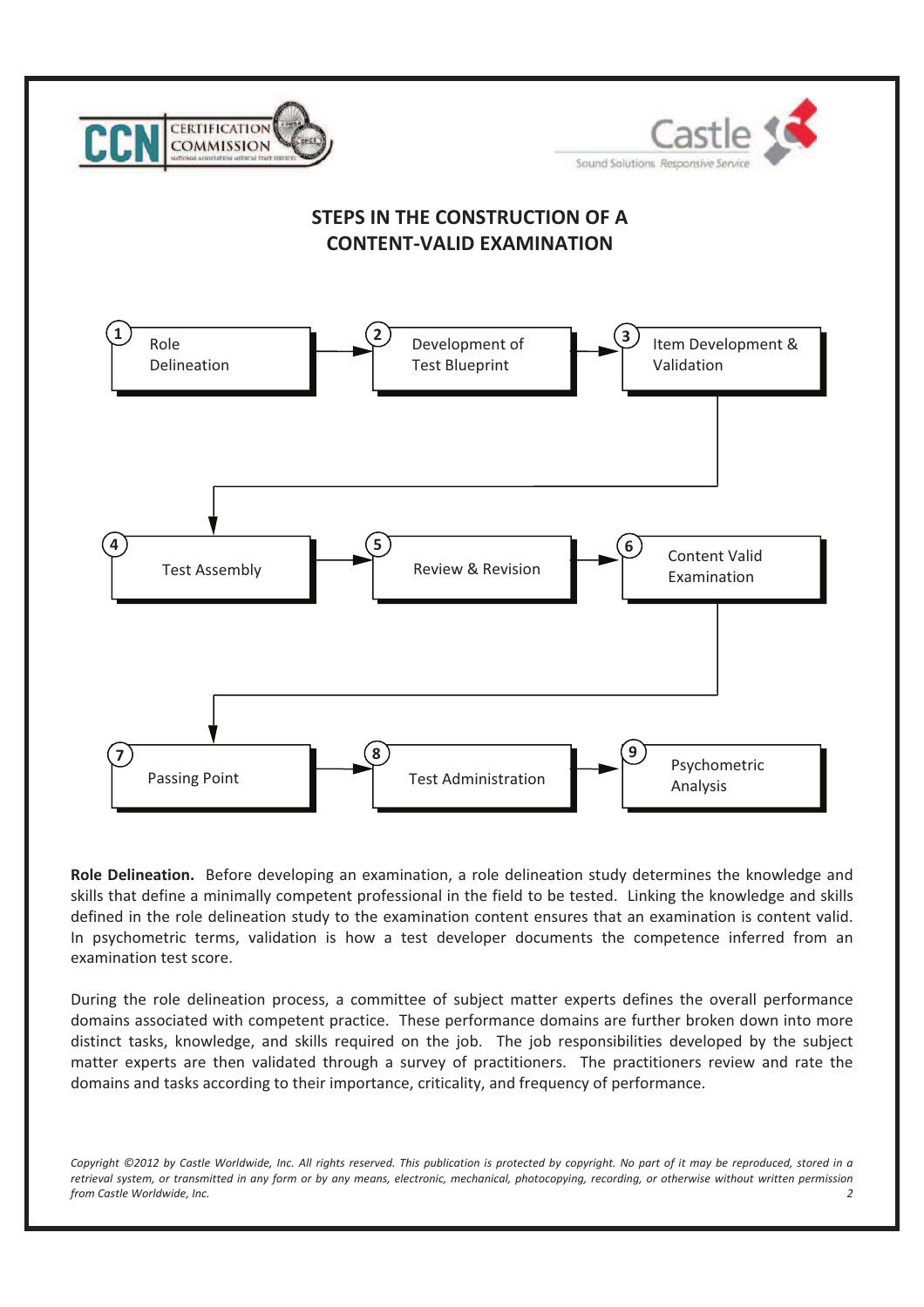# STEPS IN THE CONSTRUCTION OF A CONTENT-VALID EXAMINATION

1. Role Delineation
2. Development of Test Blueprint
3. Item Development & Validation
4. Test Assembly
5. Review & Revision
6. Content Valid Examination
7. Passing Point
8. Test Administration
9. Psychometric Analysis

**Role Delineation.** Before developing an examination, a role delineation study determines the knowledge and skills that define a minimally competent professional in the field to be tested. Linking the knowledge and skills defined in the role delineation study to the examination content ensures that an examination is content valid. In psychometric terms, validation is how a test developer documents the competence inferred from an examination test score.

During the role delineation process, a committee of subject matter experts defines the overall performance domains associated with competent practice. These performance domains are further broken down into more distinct tasks, knowledge, and skills required on the job. The job responsibilities developed by the subject matter experts are then validated through a survey of practitioners. The practitioners review and rate the domains and tasks according to their importance, criticality, and frequency of performance.

*Copyright ©2012 by Castle Worldwide, Inc. All rights reserved. This publication is protected by copyright. No part of it may be reproduced, stored in a retrieval system, or transmitted in any form or by any means, electronic, mechanical, photocopying, recording, or otherwise without written permission from Castle Worldwide, Inc.*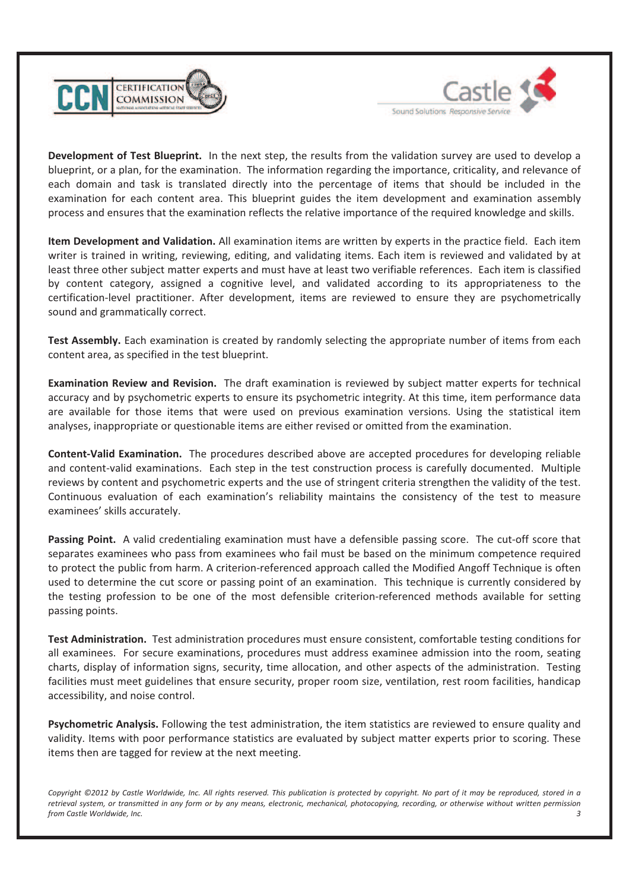**Development of Test Blueprint.** In the next step, the results from the validation survey are used to develop a blueprint, or a plan, for the examination. The information regarding the importance, criticality, and relevance of each domain and task is translated directly into the percentage of items that should be included in the examination for each content area. This blueprint guides the item development and examination assembly process and ensures that the examination reflects the relative importance of the required knowledge and skills.

**Item Development and Validation.** All examination items are written by experts in the practice field. Each item writer is trained in writing, reviewing, editing, and validating items. Each item is reviewed and validated by at least three other subject matter experts and must have at least two verifiable references. Each item is classified by content category, assigned a cognitive level, and validated according to its appropriateness to the certification-level practitioner. After development, items are reviewed to ensure they are psychometrically sound and grammatically correct.

**Test Assembly.** Each examination is created by randomly selecting the appropriate number of items from each content area, as specified in the test blueprint.

**Examination Review and Revision.** The draft examination is reviewed by subject matter experts for technical accuracy and by psychometric experts to ensure its psychometric integrity. At this time, item performance data are available for those items that were used on previous examination versions. Using the statistical item analyses, inappropriate or questionable items are either revised or omitted from the examination.

**Content-Valid Examination.** The procedures described above are accepted procedures for developing reliable and content-valid examinations. Each step in the test construction process is carefully documented. Multiple reviews by content and psychometric experts and the use of stringent criteria strengthen the validity of the test. Continuous evaluation of each examination's reliability maintains the consistency of the test to measure examinees' skills accurately.

**Passing Point.** A valid credentialing examination must have a defensible passing score. The cut-off score that separates examinees who pass from examinees who fail must be based on the minimum competence required to protect the public from harm. A criterion-referenced approach called the Modified Angoff Technique is often used to determine the cut score or passing point of an examination. This technique is currently considered by the testing profession to be one of the most defensible criterion-referenced methods available for setting passing points.

**Test Administration.** Test administration procedures must ensure consistent, comfortable testing conditions for all examinees. For secure examinations, procedures must address examinee admission into the room, seating charts, display of information signs, security, time allocation, and other aspects of the administration. Testing facilities must meet guidelines that ensure security, proper room size, ventilation, rest room facilities, handicap accessibility, and noise control.

**Psychometric Analysis.** Following the test administration, the item statistics are reviewed to ensure quality and validity. Items with poor performance statistics are evaluated by subject matter experts prior to scoring. These items then are tagged for review at the next meeting.

*Copyright ©2012 by Castle Worldwide, Inc. All rights reserved. This publication is protected by copyright. No part of it may be reproduced, stored in a retrieval system, or transmitted in any form or by any means, electronic, mechanical, photocopying, recording, or otherwise without written permission from Castle Worldwide, Inc.*